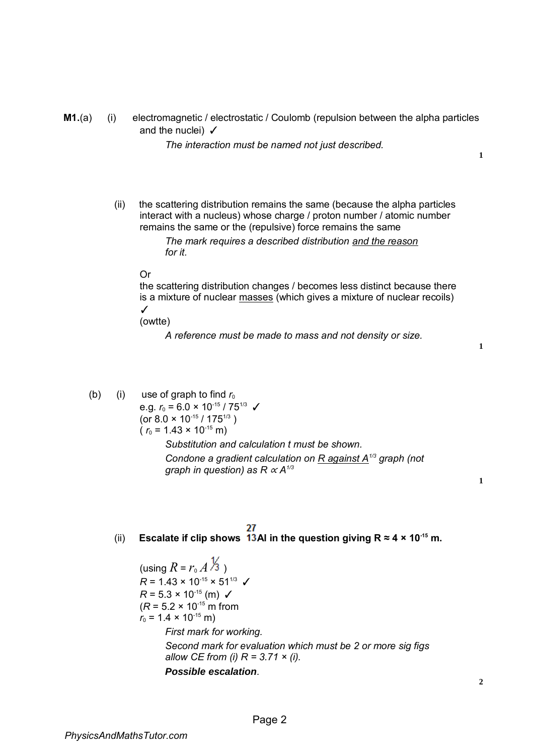**M1.**(a) (i) electromagnetic / electrostatic / Coulomb (repulsion between the alpha particles and the nuclei) ✓

*The interaction must be named not just described.*

**1**

(ii) the scattering distribution remains the same (because the alpha particles interact with a nucleus) whose charge / proton number / atomic number remains the same or the (repulsive) force remains the same

*The mark requires a described distribution and the reason for it.*

Or

the scattering distribution changes / becomes less distinct because there is a mixture of nuclear masses (which gives a mixture of nuclear recoils) ✓

(owtte)

*A reference must be made to mass and not density or size.*

**1**

(b) (i) use of graph to find $r_0$

e.g. $r_0 = 6.0 \times 10^{-15} / 75^{1/3}$ ✓

(or $8.0 \times 10^{-15} / 175^{1/3}$ )

( $r_0 = 1.43 \times 10^{-15}$ m)

*Substitution and calculation t must be shown.*

*Condone a gradient calculation on R against $A^{1/3}$ graph (not graph in question) as $R \propto A^{1/3}$*

**1**

(ii) **Escalate if clip shows $^{27}_{13}$Al in the question giving $R \approx 4 \times 10^{-15}$ m.**

(using $R = r_0 A^{1/3}$ )

$R = 1.43 \times 10^{-15} \times 51^{1/3}$ ✓

$R = 5.3 \times 10^{-15}$ (m) ✓

($R = 5.2 \times 10^{-15}$ m from $r_0 = 1.4 \times 10^{-15}$ m)

*First mark for working.*

*Second mark for evaluation which must be 2 or more sig figs allow CE from (i) R = 3.71 × (i).*

***Possible escalation**.*

**2**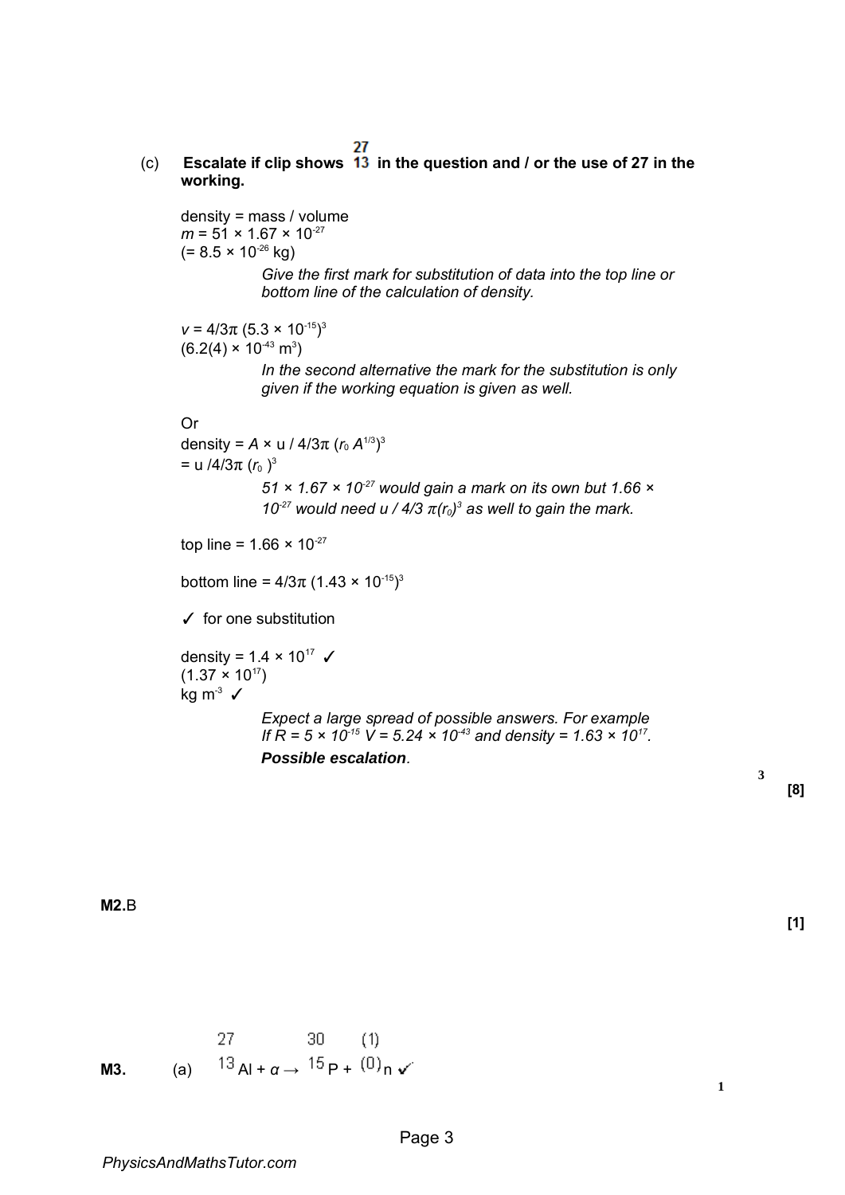(c) **Escalate if clip shows $^{27}_{13}$ in the question and / or the use of 27 in the working.**

density = mass / volume
$m = 51 \times 1.67 \times 10^{-27}$
($= 8.5 \times 10^{-26}$ kg)

*Give the first mark for substitution of data into the top line or bottom line of the calculation of density.*

$v = 4/3\pi\,(5.3 \times 10^{-15})^3$
($6.2(4) \times 10^{-43}$ m$^3$)

*In the second alternative the mark for the substitution is only given if the working equation is given as well.*

Or
density $= A \times \text{u} / 4/3\pi\,(r_0\,A^{1/3})^3$
$= \text{u} / 4/3\pi\,(r_0\,)^3$

*$51 \times 1.67 \times 10^{-27}$ would gain a mark on its own but $1.66 \times 10^{-27}$ would need $\text{u} / 4/3\,\pi(r_0)^3$ as well to gain the mark.*

top line $= 1.66 \times 10^{-27}$

bottom line $= 4/3\pi\,(1.43 \times 10^{-15})^3$

✓ for one substitution

density $= 1.4 \times 10^{17}$ ✓
($1.37 \times 10^{17}$)
kg m$^{-3}$ ✓

*Expect a large spread of possible answers. For example If $R = 5 \times 10^{-15}$ $V = 5.24 \times 10^{-43}$ and density $= 1.63 \times 10^{17}$.*
***Possible escalation.***

**3**
**[8]**

**M2.** B

**[1]**

**M3.** (a) $^{27}_{13}\text{Al} + \alpha \rightarrow {}^{30}_{15}\text{P} + {}^{(1)}_{(0)}\text{n}$ ✓

**1**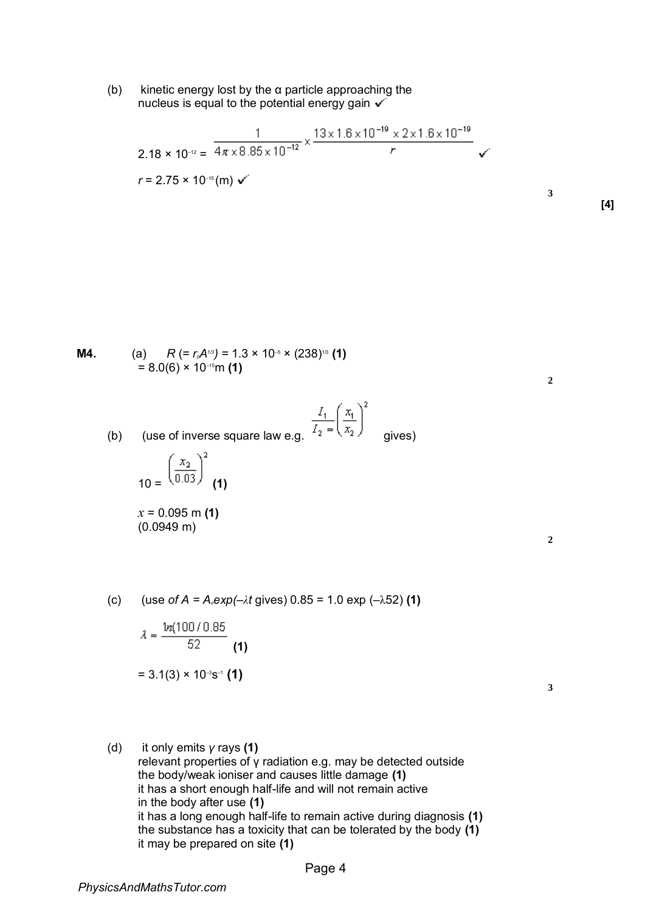(b) kinetic energy lost by the α particle approaching the nucleus is equal to the potential energy gain ✓

$$2.18 \times 10^{-12} = \frac{1}{4\pi \times 8.85 \times 10^{-12}} \times \frac{13 \times 1.6 \times 10^{-19} \times 2 \times 1.6 \times 10^{-19}}{r}$$ ✓

$r = 2.75 \times 10^{-15}$ (m) ✓

3

**[4]**

**M4.** (a) $R$ (= $r_0 A^{1/3}$) = $1.3 \times 10^{-5} \times (238)^{1/3}$ **(1)**

= $8.0(6) \times 10^{-15}$ m **(1)**

2

(b) (use of inverse square law e.g. $\frac{I_1}{I_2} = \left(\frac{x_1}{x_2}\right)^2$ gives)

$10 = \left(\frac{x_2}{0.03}\right)^2$ **(1)**

$x$ = 0.095 m **(1)**
(0.0949 m)

2

(c) (use of $A = A_0 exp(-\lambda t$ gives) $0.85 = 1.0 \exp(-\lambda 52)$ **(1)**

$\lambda = \frac{\ln(100/0.85)}{52}$ **(1)**

= $3.1(3) \times 10^{-3}$ s$^{-1}$ **(1)**

3

(d) it only emits γ rays **(1)**
relevant properties of γ radiation e.g. may be detected outside the body/weak ioniser and causes little damage **(1)**
it has a short enough half-life and will not remain active in the body after use **(1)**
it has a long enough half-life to remain active during diagnosis **(1)**
the substance has a toxicity that can be tolerated by the body **(1)**
it may be prepared on site **(1)**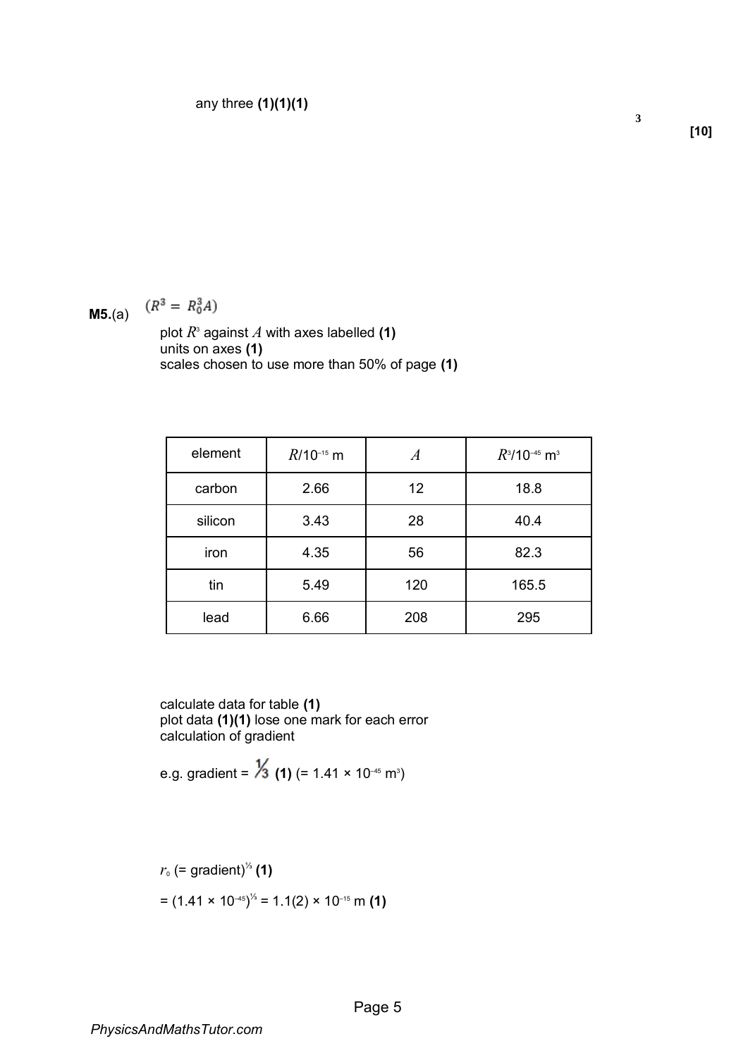any three **(1)(1)(1)**

3

**[10]**

**M5.**(a) $(R^3 = R_0^3 A)$

plot $R^3$ against $A$ with axes labelled **(1)**
units on axes **(1)**
scales chosen to use more than 50% of page **(1)**

| element | $R$/$10^{-15}$ m | $A$ | $R^3$/$10^{-45}$ $m^3$ |
|---|---|---|---|
| carbon | 2.66 | 12 | 18.8 |
| silicon | 3.43 | 28 | 40.4 |
| iron | 4.35 | 56 | 82.3 |
| tin | 5.49 | 120 | 165.5 |
| lead | 6.66 | 208 | 295 |

calculate data for table **(1)**
plot data **(1)(1)** lose one mark for each error
calculation of gradient

e.g. gradient = $\frac{1}{3}$ **(1)** (= $1.41 \times 10^{-45}$ $m^3$)

$r_0$ (= gradient)$^{1/3}$ **(1)**

= $(1.41 \times 10^{-45})^{1/3}$ = $1.1(2) \times 10^{-15}$ m **(1)**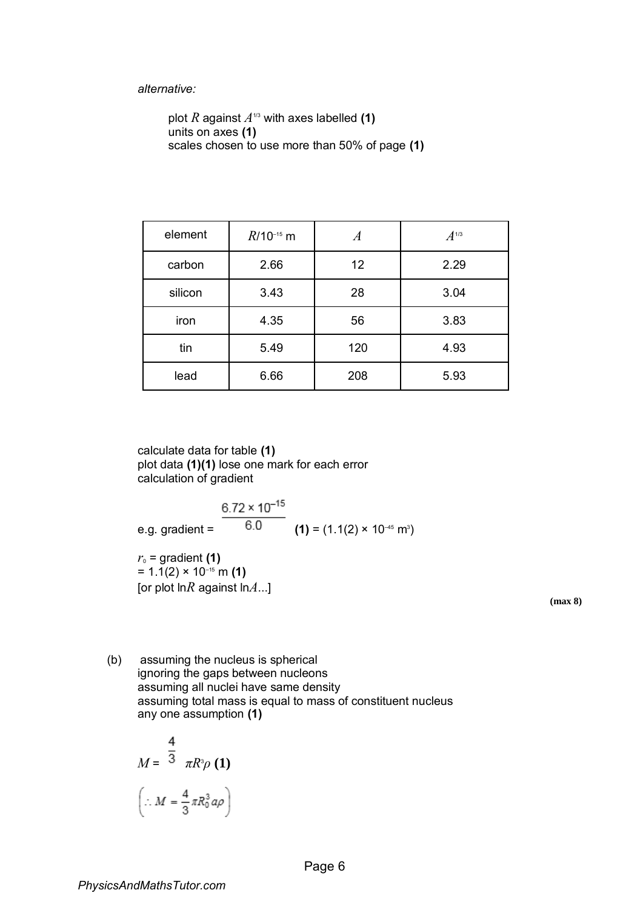*alternative:*

plot $R$ against $A^{1/3}$ with axes labelled **(1)**
units on axes **(1)**
scales chosen to use more than 50% of page **(1)**

| element | $R$/$10^{-15}$ m | $A$ | $A^{1/3}$ |
|---|---|---|---|
| carbon | 2.66 | 12 | 2.29 |
| silicon | 3.43 | 28 | 3.04 |
| iron | 4.35 | 56 | 3.83 |
| tin | 5.49 | 120 | 4.93 |
| lead | 6.66 | 208 | 5.93 |

calculate data for table **(1)**
plot data **(1)(1)** lose one mark for each error
calculation of gradient

e.g. gradient = $\dfrac{6.72 \times 10^{-15}}{6.0}$ **(1)** = (1.1(2) × $10^{-45}$ $m^3$)

$r_0$ = gradient **(1)**
= 1.1(2) × $10^{-15}$ m **(1)**
[or plot ln$R$ against ln$A$...]

**(max 8)**

(b) assuming the nucleus is spherical
ignoring the gaps between nucleons
assuming all nuclei have same density
assuming total mass is equal to mass of constituent nucleus
any one assumption **(1)**

$M = \dfrac{4}{3}\pi R^3 \rho$ **(1)**

$\left(\therefore M = \dfrac{4}{3}\pi R_0^3 a \rho\right)$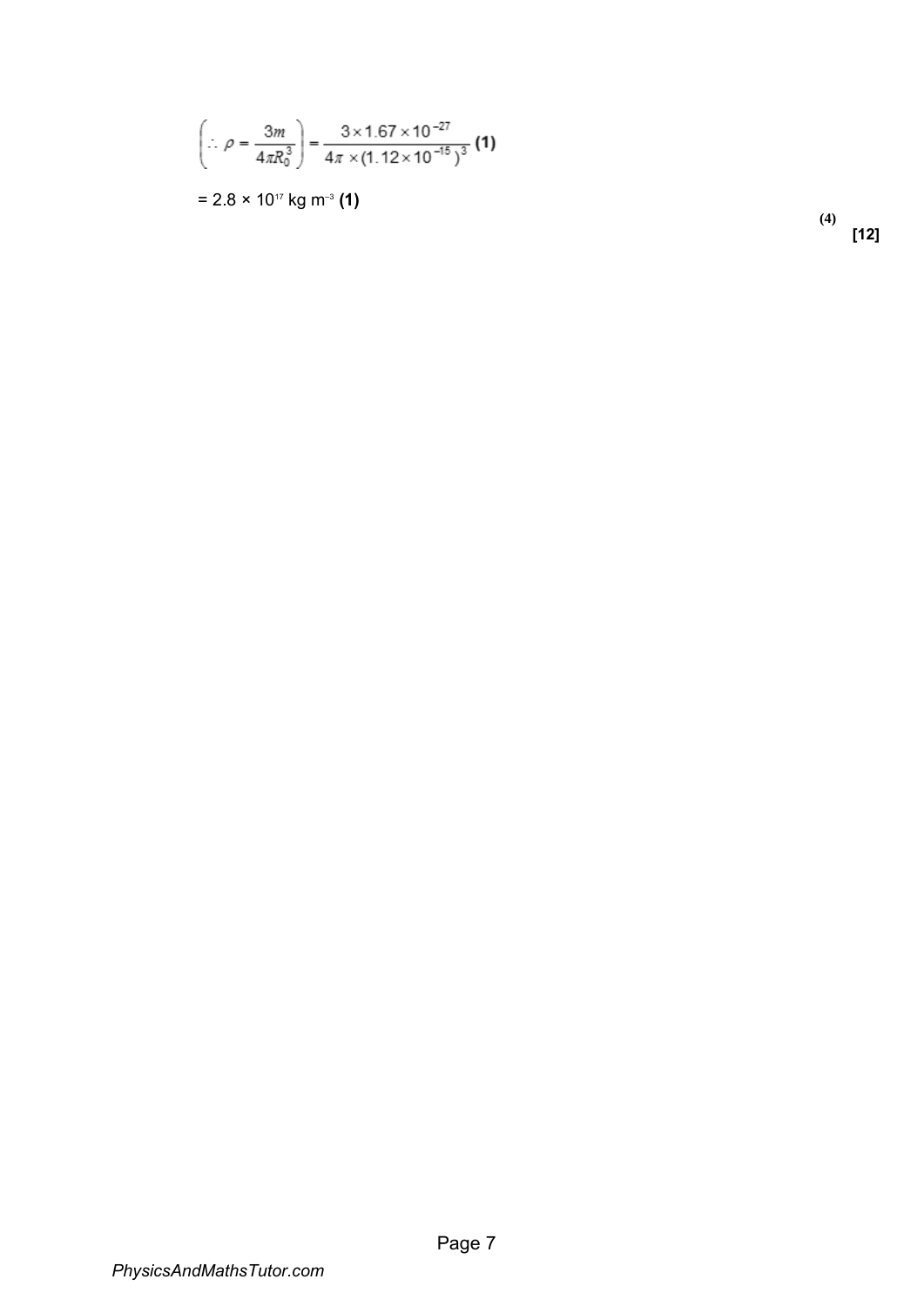$$\left(\therefore \rho = \frac{3m}{4\pi R_0^3}\right) = \frac{3 \times 1.67 \times 10^{-27}}{4\pi \times (1.12 \times 10^{-15})^3}$$ **(1)**

$= 2.8 \times 10^{17}$ kg m$^{-3}$ **(1)**

**(4)**

**[12]**